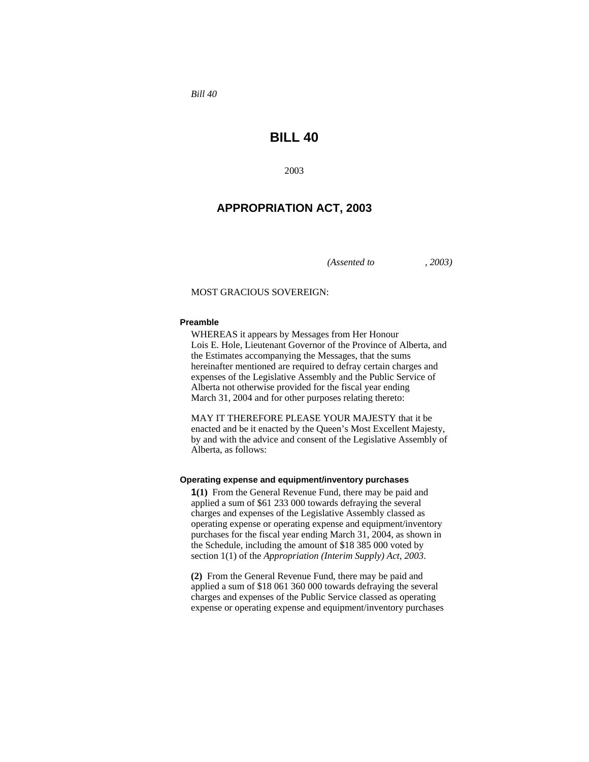*Bill 40*

# BILL 40

2003

## APPROPRIATION ACT, 2003

*(Assented to , 2003)*

MOST GRACIOUS SOVEREIGN:

**Preamble**

WHEREAS it appears by Messages from Her Honour Lois E. Hole, Lieutenant Governor of the Province of Alberta, and the Estimates accompanying the Messages, that the sums hereinafter mentioned are required to defray certain charges and expenses of the Legislative Assembly and the Public Service of Alberta not otherwise provided for the fiscal year ending March 31, 2004 and for other purposes relating thereto:

MAY IT THEREFORE PLEASE YOUR MAJESTY that it be enacted and be it enacted by the Queen's Most Excellent Majesty, by and with the advice and consent of the Legislative Assembly of Alberta, as follows:

**Operating expense and equipment/inventory purchases**

**1(1)** From the General Revenue Fund, there may be paid and applied a sum of $61 233 000 towards defraying the several charges and expenses of the Legislative Assembly classed as operating expense or operating expense and equipment/inventory purchases for the fiscal year ending March 31, 2004, as shown in the Schedule, including the amount of $18 385 000 voted by section 1(1) of the *Appropriation (Interim Supply) Act, 2003*.

**(2)** From the General Revenue Fund, there may be paid and applied a sum of $18 061 360 000 towards defraying the several charges and expenses of the Public Service classed as operating expense or operating expense and equipment/inventory purchases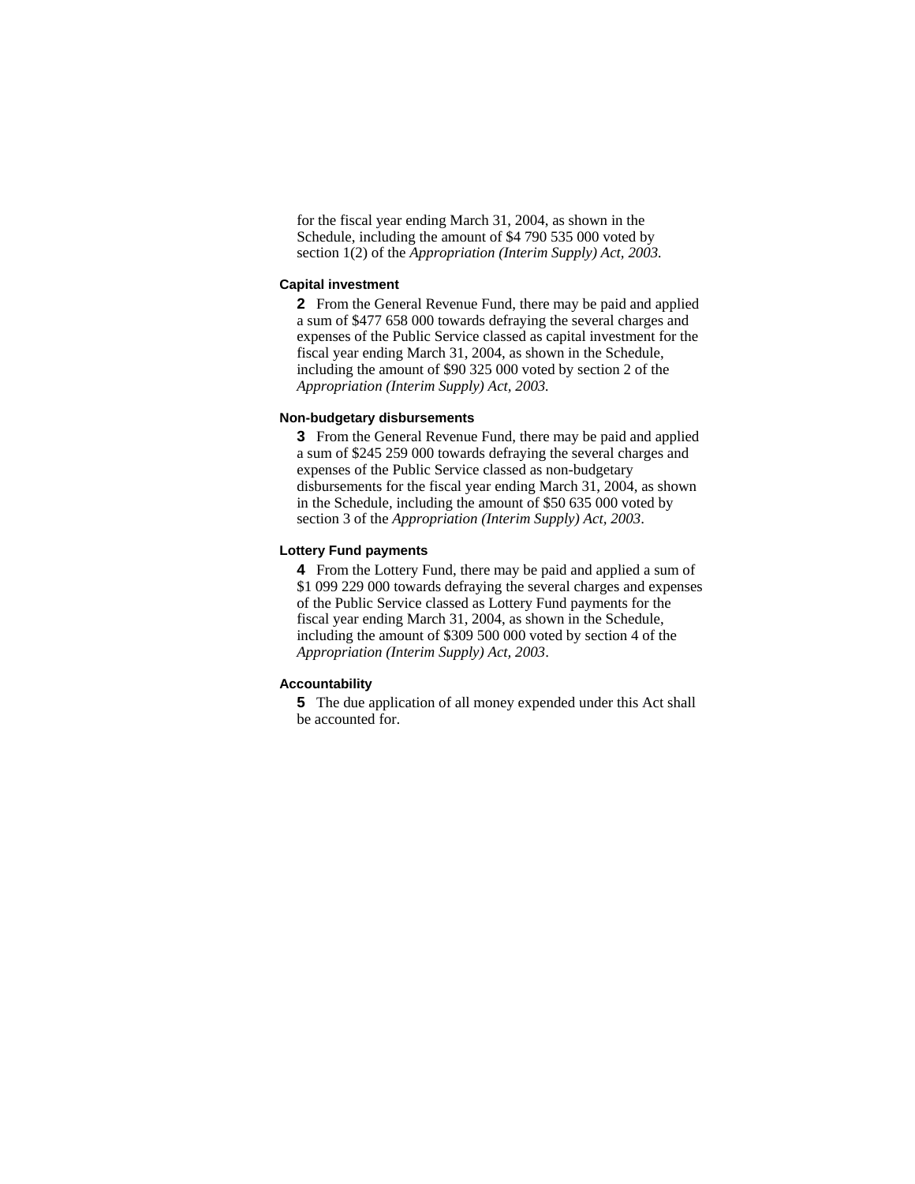for the fiscal year ending March 31, 2004, as shown in the Schedule, including the amount of $4 790 535 000 voted by section 1(2) of the *Appropriation (Interim Supply) Act, 2003.*

**Capital investment**

**2** From the General Revenue Fund, there may be paid and applied a sum of $477 658 000 towards defraying the several charges and expenses of the Public Service classed as capital investment for the fiscal year ending March 31, 2004, as shown in the Schedule, including the amount of $90 325 000 voted by section 2 of the *Appropriation (Interim Supply) Act, 2003.*

**Non-budgetary disbursements**

**3** From the General Revenue Fund, there may be paid and applied a sum of $245 259 000 towards defraying the several charges and expenses of the Public Service classed as non-budgetary disbursements for the fiscal year ending March 31, 2004, as shown in the Schedule, including the amount of $50 635 000 voted by section 3 of the *Appropriation (Interim Supply) Act, 2003*.

**Lottery Fund payments**

**4** From the Lottery Fund, there may be paid and applied a sum of $1 099 229 000 towards defraying the several charges and expenses of the Public Service classed as Lottery Fund payments for the fiscal year ending March 31, 2004, as shown in the Schedule, including the amount of $309 500 000 voted by section 4 of the *Appropriation (Interim Supply) Act, 2003*.

**Accountability**

**5** The due application of all money expended under this Act shall be accounted for.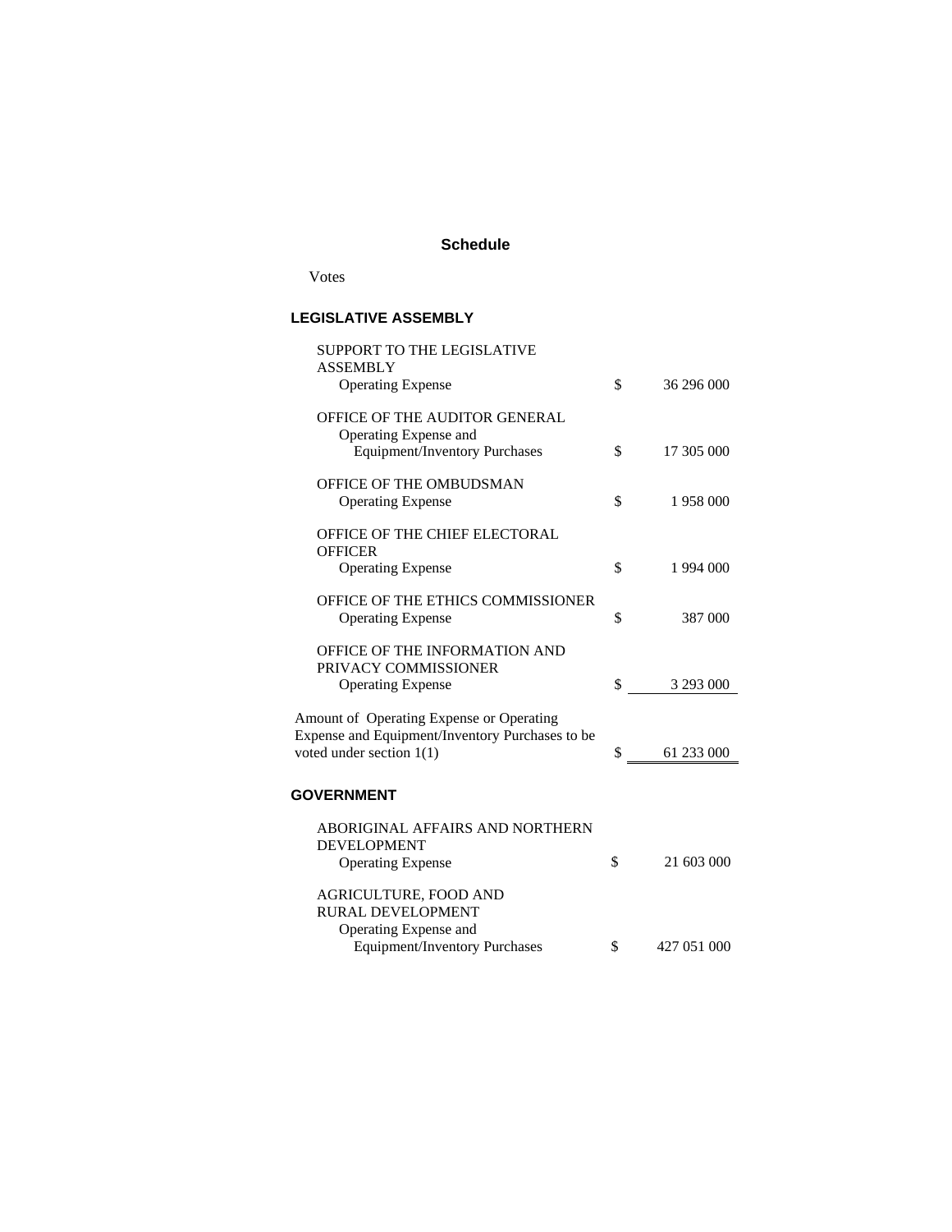## Schedule

Votes

### LEGISLATIVE ASSEMBLY

| | | |
|---|---|---|
| SUPPORT TO THE LEGISLATIVE ASSEMBLY | | |
| Operating Expense | $ | 36 296 000 |
| OFFICE OF THE AUDITOR GENERAL | | |
| Operating Expense and Equipment/Inventory Purchases | $ | 17 305 000 |
| OFFICE OF THE OMBUDSMAN | | |
| Operating Expense | $ | 1 958 000 |
| OFFICE OF THE CHIEF ELECTORAL OFFICER | | |
| Operating Expense | $ | 1 994 000 |
| OFFICE OF THE ETHICS COMMISSIONER | | |
| Operating Expense | $ | 387 000 |
| OFFICE OF THE INFORMATION AND PRIVACY COMMISSIONER | | |
| Operating Expense | $ | 3 293 000 |
| Amount of Operating Expense or Operating Expense and Equipment/Inventory Purchases to be voted under section 1(1) | $ | 61 233 000 |

### GOVERNMENT

| | | |
|---|---|---|
| ABORIGINAL AFFAIRS AND NORTHERN DEVELOPMENT | | |
| Operating Expense | $ | 21 603 000 |
| AGRICULTURE, FOOD AND RURAL DEVELOPMENT | | |
| Operating Expense and Equipment/Inventory Purchases | $ | 427 051 000 |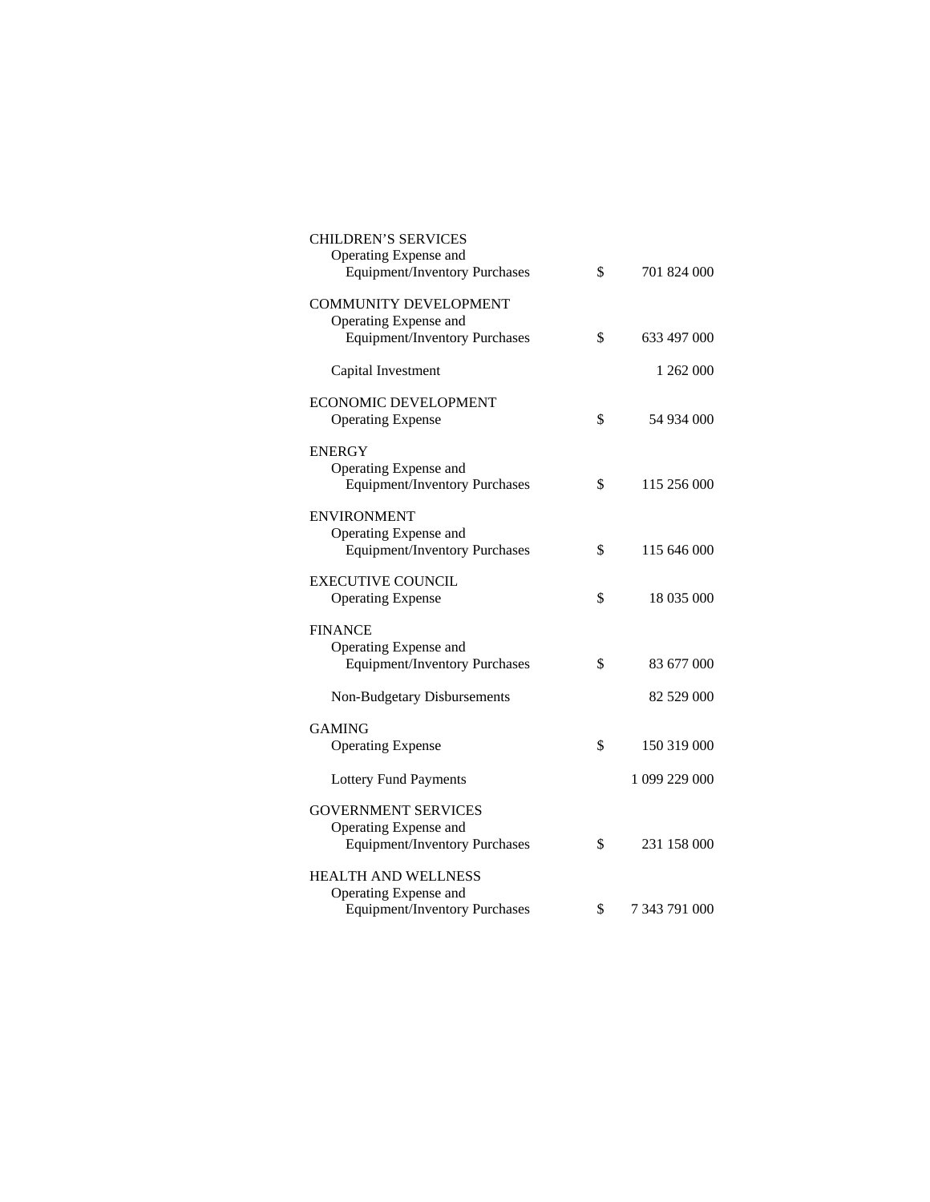CHILDREN'S SERVICES

| | | |
|---|---|---|
| Operating Expense and Equipment/Inventory Purchases | $ | 701 824 000 |

COMMUNITY DEVELOPMENT

| | | |
|---|---|---|
| Operating Expense and Equipment/Inventory Purchases | $ | 633 497 000 |
| Capital Investment | | 1 262 000 |

ECONOMIC DEVELOPMENT

| | | |
|---|---|---|
| Operating Expense | $ | 54 934 000 |

ENERGY

| | | |
|---|---|---|
| Operating Expense and Equipment/Inventory Purchases | $ | 115 256 000 |

ENVIRONMENT

| | | |
|---|---|---|
| Operating Expense and Equipment/Inventory Purchases | $ | 115 646 000 |

EXECUTIVE COUNCIL

| | | |
|---|---|---|
| Operating Expense | $ | 18 035 000 |

FINANCE

| | | |
|---|---|---|
| Operating Expense and Equipment/Inventory Purchases | $ | 83 677 000 |
| Non-Budgetary Disbursements | | 82 529 000 |

GAMING

| | | |
|---|---|---|
| Operating Expense | $ | 150 319 000 |
| Lottery Fund Payments | | 1 099 229 000 |

GOVERNMENT SERVICES

| | | |
|---|---|---|
| Operating Expense and Equipment/Inventory Purchases | $ | 231 158 000 |

HEALTH AND WELLNESS

| | | |
|---|---|---|
| Operating Expense and Equipment/Inventory Purchases | $ | 7 343 791 000 |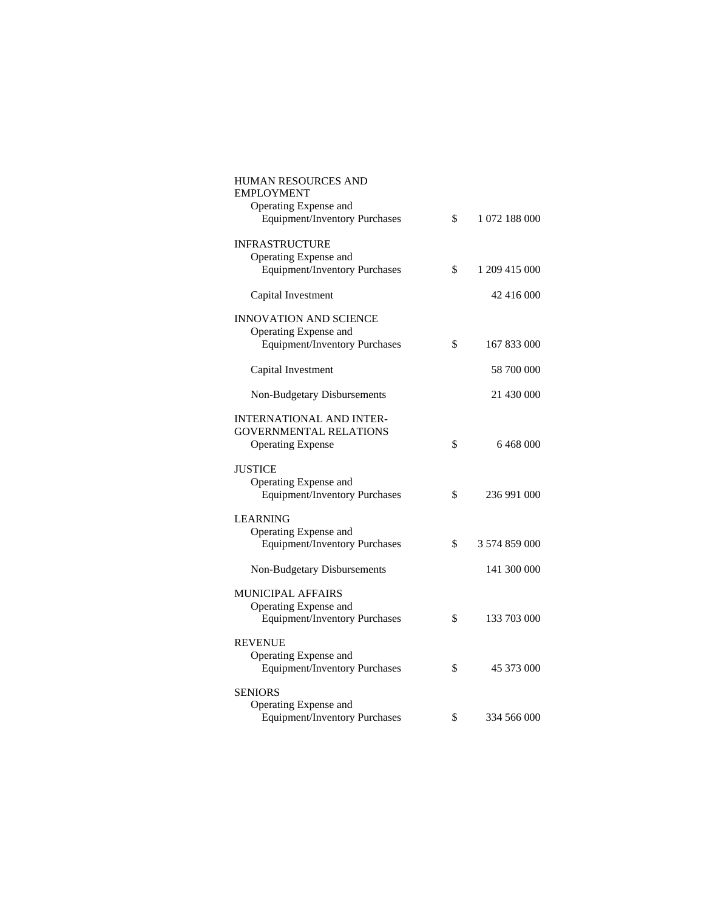| | | |
|---|---|---|
| HUMAN RESOURCES AND EMPLOYMENT | | |
| Operating Expense and Equipment/Inventory Purchases | $ | 1 072 188 000 |
| INFRASTRUCTURE | | |
| Operating Expense and Equipment/Inventory Purchases | $ | 1 209 415 000 |
| Capital Investment | | 42 416 000 |
| INNOVATION AND SCIENCE | | |
| Operating Expense and Equipment/Inventory Purchases | $ | 167 833 000 |
| Capital Investment | | 58 700 000 |
| Non-Budgetary Disbursements | | 21 430 000 |
| INTERNATIONAL AND INTER-GOVERNMENTAL RELATIONS | | |
| Operating Expense | $ | 6 468 000 |
| JUSTICE | | |
| Operating Expense and Equipment/Inventory Purchases | $ | 236 991 000 |
| LEARNING | | |
| Operating Expense and Equipment/Inventory Purchases | $ | 3 574 859 000 |
| Non-Budgetary Disbursements | | 141 300 000 |
| MUNICIPAL AFFAIRS | | |
| Operating Expense and Equipment/Inventory Purchases | $ | 133 703 000 |
| REVENUE | | |
| Operating Expense and Equipment/Inventory Purchases | $ | 45 373 000 |
| SENIORS | | |
| Operating Expense and Equipment/Inventory Purchases | $ | 334 566 000 |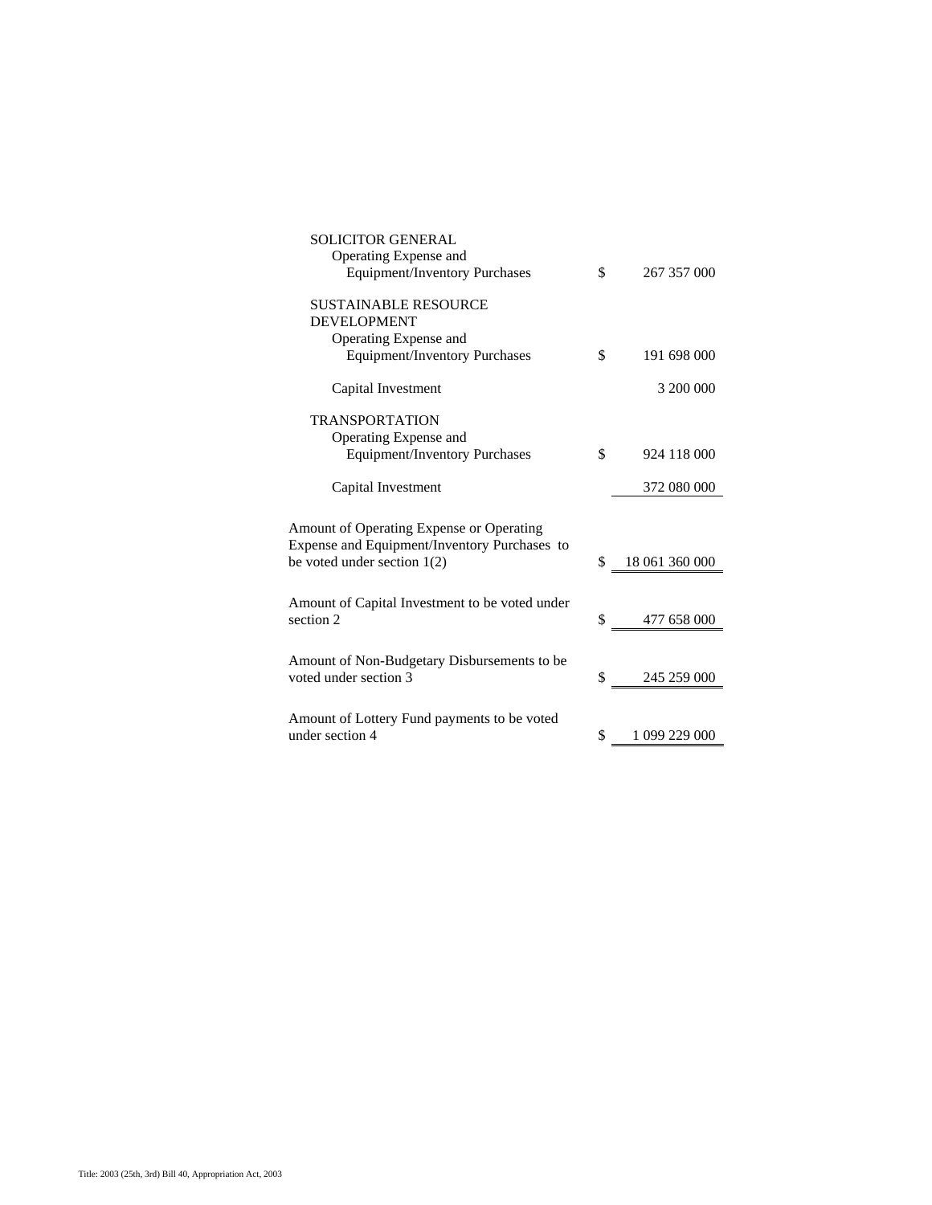| | | |
|---|---|---|
| SOLICITOR GENERAL | | |
| Operating Expense and Equipment/Inventory Purchases | $ | 267 357 000 |
| SUSTAINABLE RESOURCE DEVELOPMENT | | |
| Operating Expense and Equipment/Inventory Purchases | $ | 191 698 000 |
| Capital Investment | | 3 200 000 |
| TRANSPORTATION | | |
| Operating Expense and Equipment/Inventory Purchases | $ | 924 118 000 |
| Capital Investment | | 372 080 000 |
| Amount of Operating Expense or Operating Expense and Equipment/Inventory Purchases to be voted under section 1(2) | $ | 18 061 360 000 |
| Amount of Capital Investment to be voted under section 2 | $ | 477 658 000 |
| Amount of Non-Budgetary Disbursements to be voted under section 3 | $ | 245 259 000 |
| Amount of Lottery Fund payments to be voted under section 4 | $ | 1 099 229 000 |